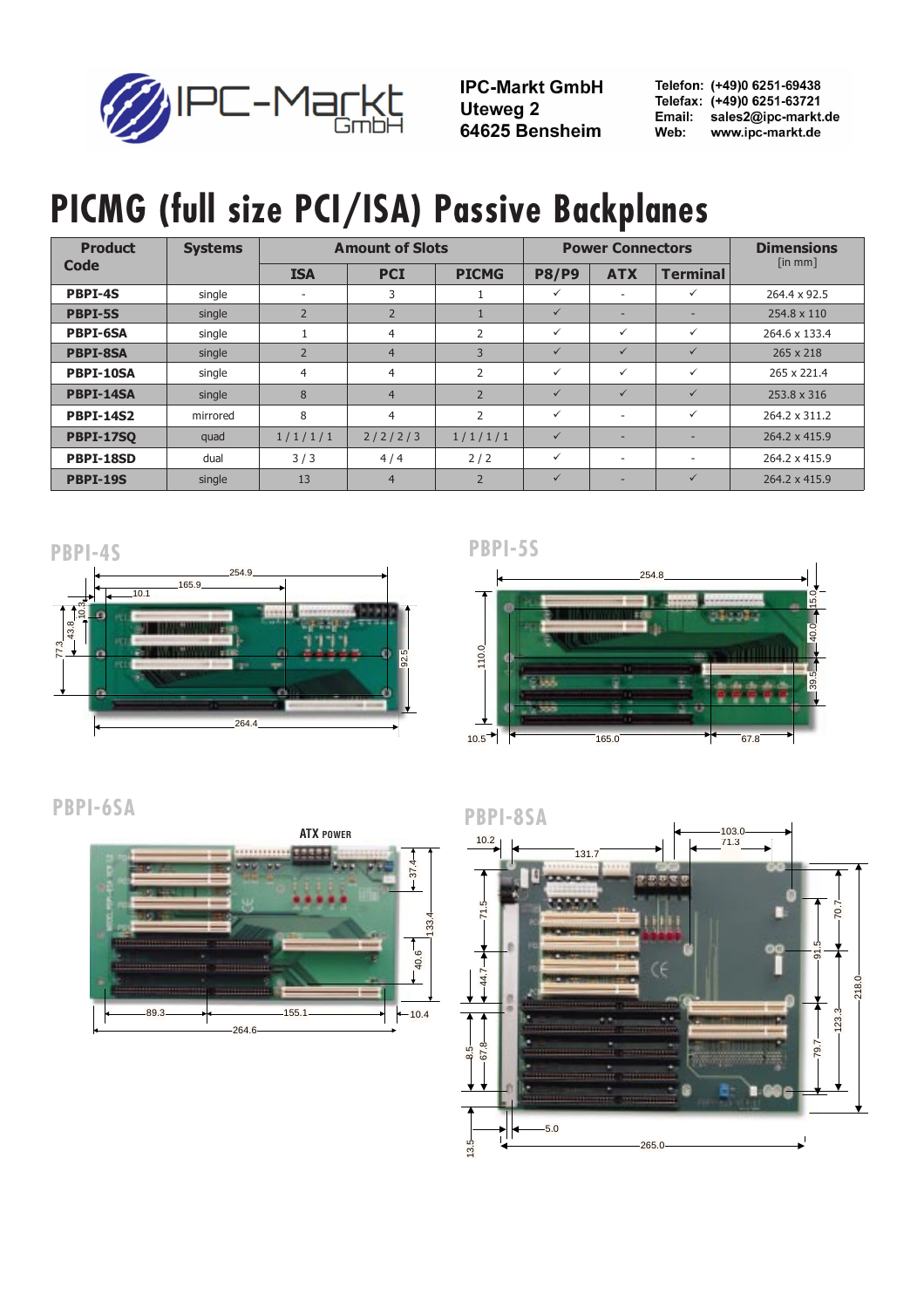IPC-Markt GmbH
Uteweg 2
64625 Bensheim

Telefon: (+49)0 6251-69438
Telefax: (+49)0 6251-63721
Email: sales2@ipc-markt.de
Web: www.ipc-markt.de

# PICMG (full size PCI/ISA) Passive Backplanes

| Product Code | Systems | Amount of Slots | | | Power Connectors | | | Dimensions [in mm] |
|---|---|---|---|---|---|---|---|---|
| | | ISA | PCI | PICMG | P8/P9 | ATX | Terminal | |
| **PBPI-4S** | single | - | 3 | 1 | ✓ | - | ✓ | 264.4 x 92.5 |
| **PBPI-5S** | single | 2 | 2 | 1 | ✓ | - | - | 254.8 x 110 |
| **PBPI-6SA** | single | 1 | 4 | 2 | ✓ | ✓ | ✓ | 264.6 x 133.4 |
| **PBPI-8SA** | single | 2 | 4 | 3 | ✓ | ✓ | ✓ | 265 x 218 |
| **PBPI-10SA** | single | 4 | 4 | 2 | ✓ | ✓ | ✓ | 265 x 221.4 |
| **PBPI-14SA** | single | 8 | 4 | 2 | ✓ | ✓ | ✓ | 253.8 x 316 |
| **PBPI-14S2** | mirrored | 8 | 4 | 2 | ✓ | - | ✓ | 264.2 x 311.2 |
| **PBPI-17SQ** | quad | 1 / 1 / 1 / 1 | 2 / 2 / 2 / 3 | 1 / 1 / 1 / 1 | ✓ | - | - | 264.2 x 415.9 |
| **PBPI-18SD** | dual | 3 / 3 | 4 / 4 | 2 / 2 | ✓ | - | - | 264.2 x 415.9 |
| **PBPI-19S** | single | 13 | 4 | 2 | ✓ | - | ✓ | 264.2 x 415.9 |

## PBPI-4S

## PBPI-5S

## PBPI-6SA

## PBPI-8SA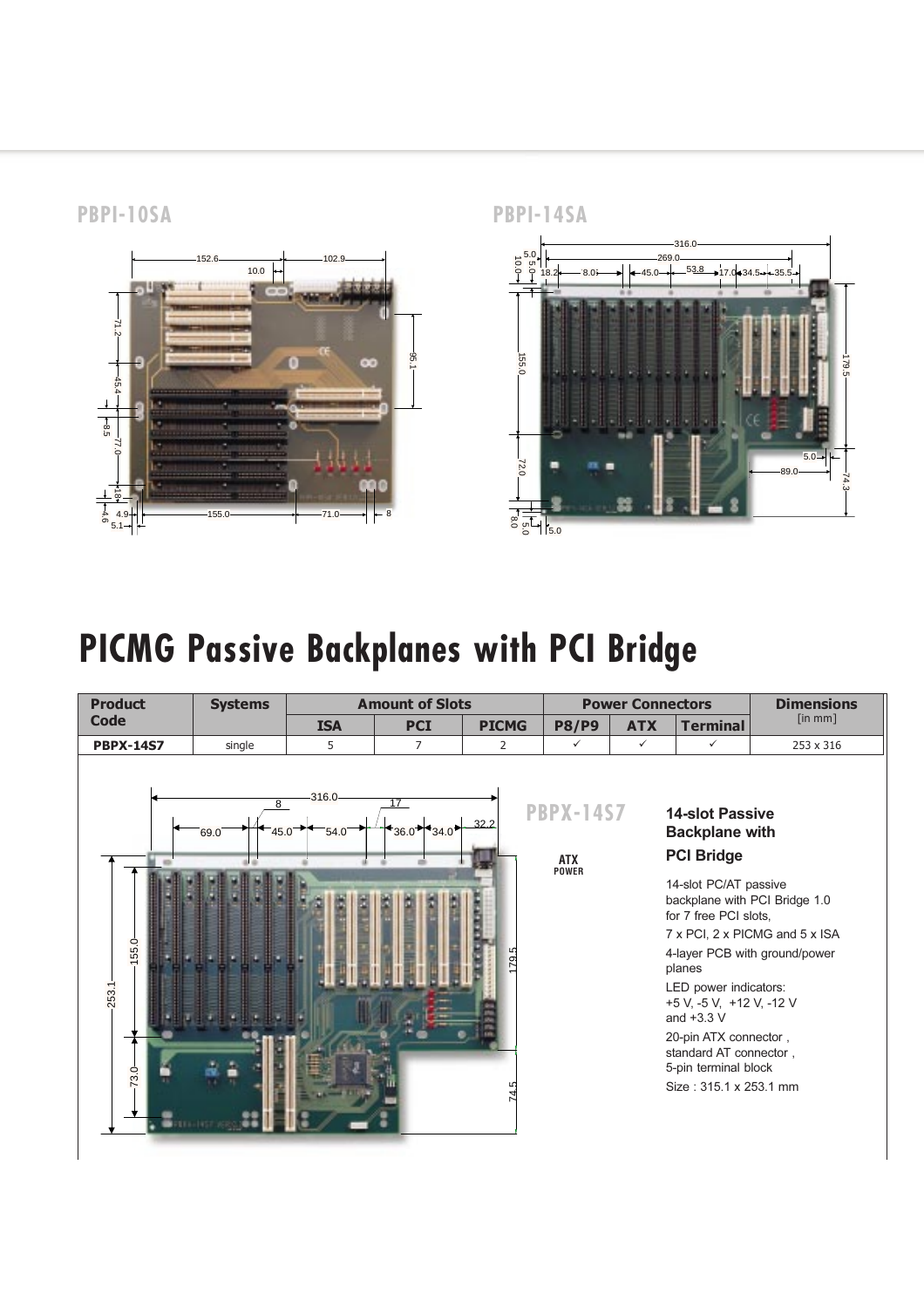PBPI-10SA

PBPI-14SA

# PICMG Passive Backplanes with PCI Bridge

| Product Code | Systems | Amount of Slots | | | Power Connectors | | | Dimensions [in mm] |
|---|---|---|---|---|---|---|---|---|
| | | ISA | PCI | PICMG | P8/P9 | ATX | Terminal | |
| **PBPX-14S7** | single | 5 | 7 | 2 | ✓ | ✓ | ✓ | 253 x 316 |

PBPX-14S7

ATX POWER

### 14-slot Passive Backplane with PCI Bridge

14-slot PC/AT passive backplane with PCI Bridge 1.0 for 7 free PCI slots,

7 x PCI, 2 x PICMG and 5 x ISA

4-layer PCB with ground/power planes

LED power indicators: +5 V, -5 V, +12 V, -12 V and +3.3 V

20-pin ATX connector, standard AT connector, 5-pin terminal block

Size : 315.1 x 253.1 mm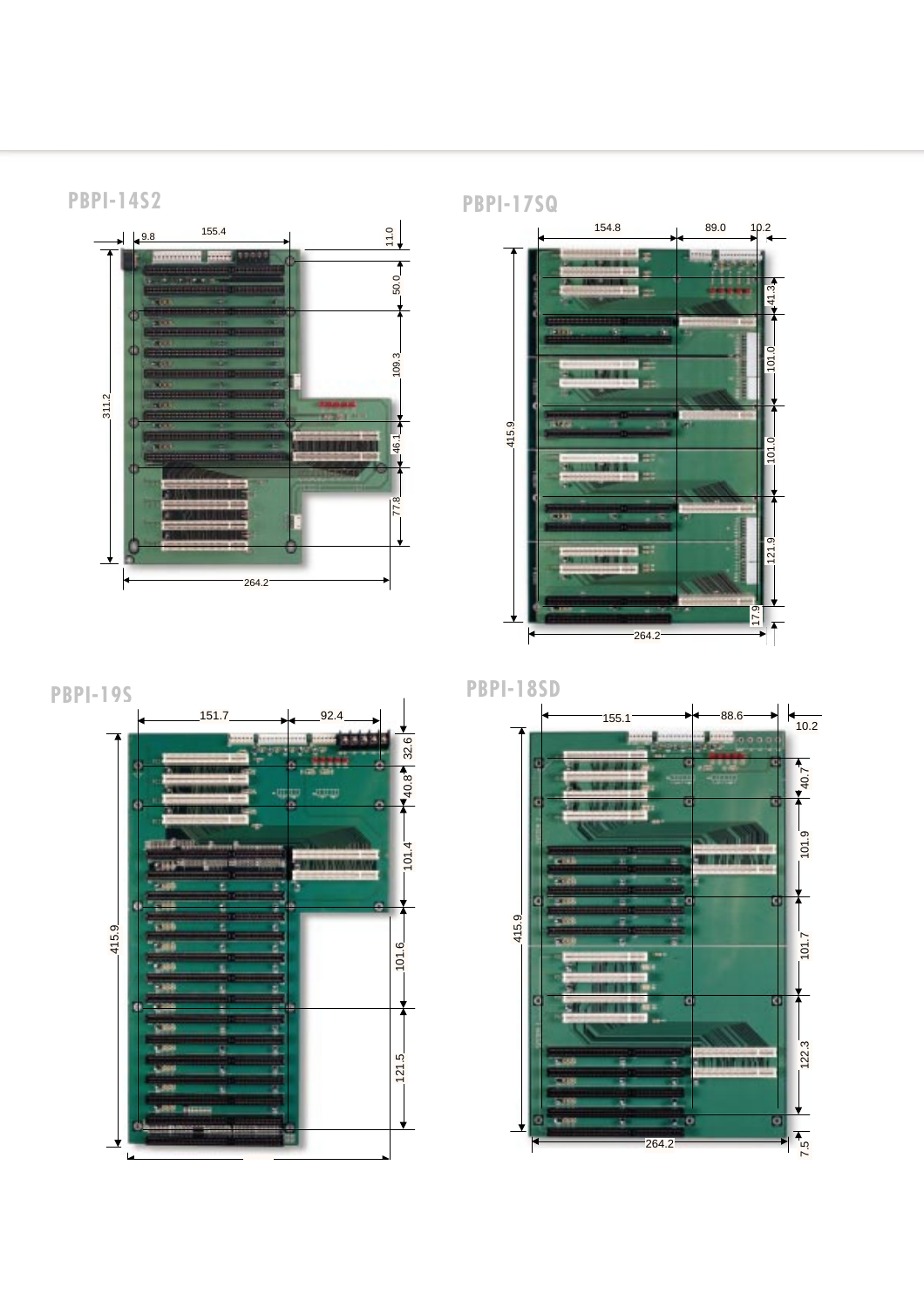## PBPI-14S2

9.8

155.4

11.0

50.0

109.3

311.2

46.1

77.8

264.2

## PBPI-17SQ

154.8

89.0

10.2

41.3

101.0

415.9

101.0

121.9

17.9

264.2

## PBPI-19S

151.7

92.4

32.6

40.8

101.4

415.9

101.6

121.5

## PBPI-18SD

155.1

88.6

10.2

40.7

101.9

415.9

101.7

122.3

264.2

7.5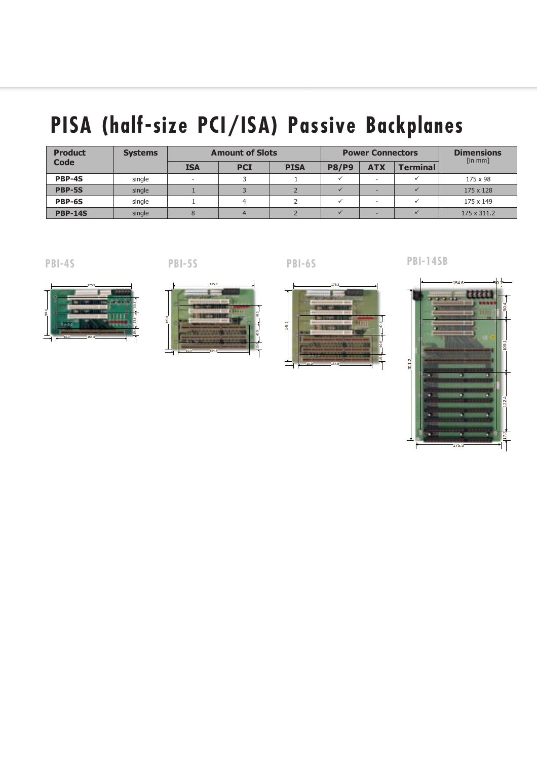# PISA (half-size PCI/ISA) Passive Backplanes

| Product Code | Systems | Amount of Slots | | | Power Connectors | | | Dimensions [in mm] |
|---|---|---|---|---|---|---|---|---|
| | | ISA | PCI | PISA | P8/P9 | ATX | Terminal | |
| **PBP-4S** | single | - | 3 | 1 | ✓ | - | ✓ | 175 x 98 |
| **PBP-5S** | single | 1 | 3 | 2 | ✓ | - | ✓ | 175 x 128 |
| **PBP-6S** | single | 1 | 4 | 2 | ✓ | - | ✓ | 175 x 149 |
| **PBP-14S** | single | 8 | 4 | 2 | ✓ | - | ✓ | 175 x 311.2 |

PBI-4S

PBI-5S

PBI-6S

PBI-14SB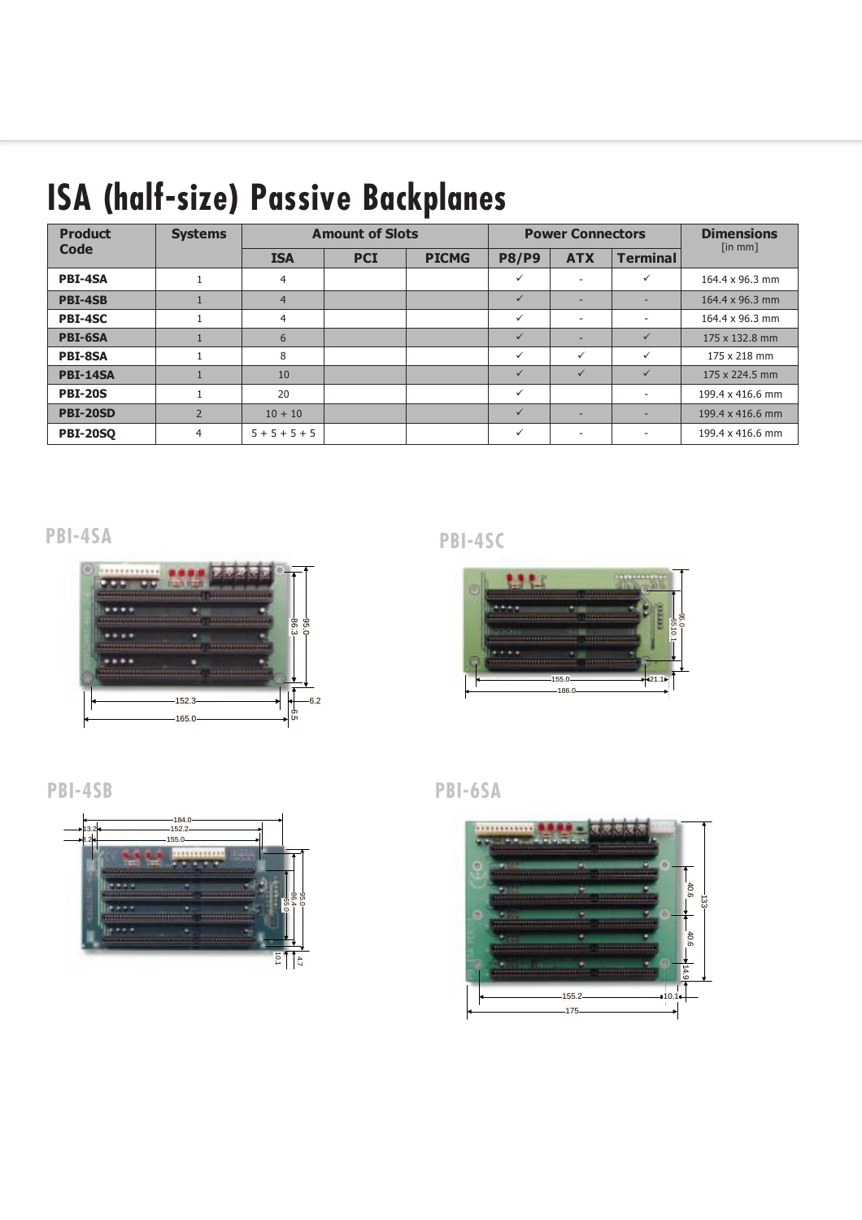# ISA (half-size) Passive Backplanes

| Product Code | Systems | Amount of Slots | | | Power Connectors | | | Dimensions [in mm] |
|---|---|---|---|---|---|---|---|---|
| | | ISA | PCI | PICMG | P8/P9 | ATX | Terminal | |
| **PBI-4SA** | 1 | 4 | | | ✓ | - | ✓ | 164.4 x 96.3 mm |
| **PBI-4SB** | 1 | 4 | | | ✓ | - | - | 164.4 x 96.3 mm |
| **PBI-4SC** | 1 | 4 | | | ✓ | - | - | 164.4 x 96.3 mm |
| **PBI-6SA** | 1 | 6 | | | ✓ | - | ✓ | 175 x 132.8 mm |
| **PBI-8SA** | 1 | 8 | | | ✓ | ✓ | ✓ | 175 x 218 mm |
| **PBI-14SA** | 1 | 10 | | | ✓ | ✓ | ✓ | 175 x 224.5 mm |
| **PBI-20S** | 1 | 20 | | | ✓ | | - | 199.4 x 416.6 mm |
| **PBI-20SD** | 2 | 10 + 10 | | | ✓ | - | - | 199.4 x 416.6 mm |
| **PBI-20SQ** | 4 | 5 + 5 + 5 + 5 | | | ✓ | - | - | 199.4 x 416.6 mm |

## PBI-4SA

## PBI-4SC

## PBI-4SB

## PBI-6SA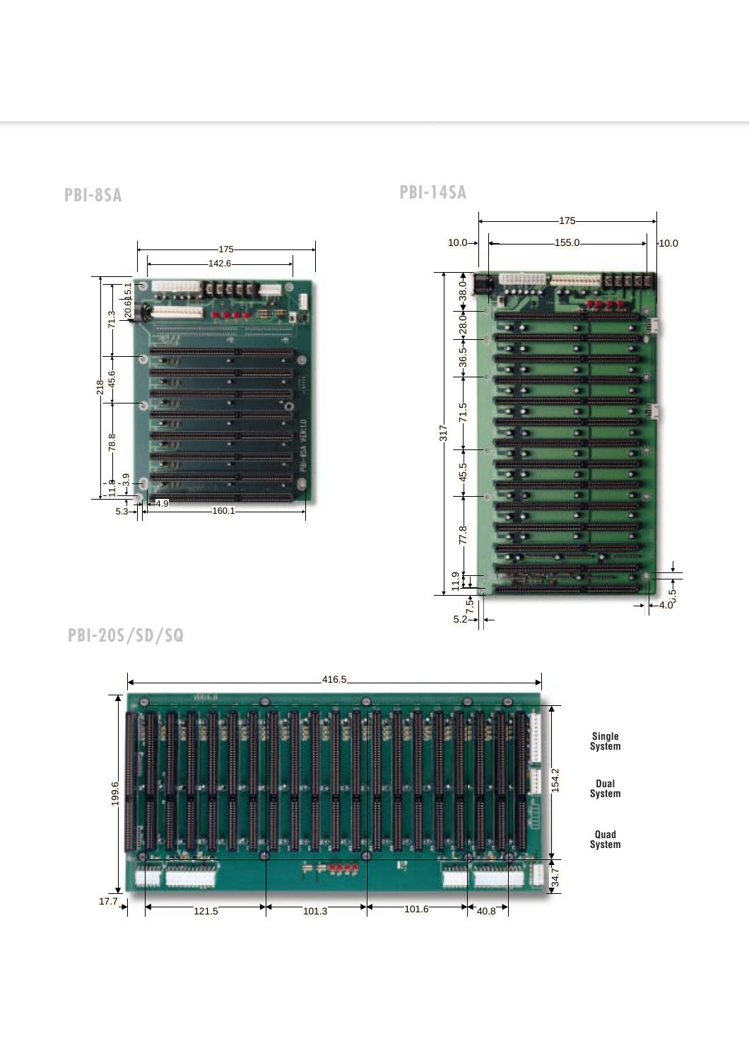## PBI-8SA

175
142.6
218
71.3
20.6
15.1
45.6
78.8
11.9
3.9
5.3
4.9
160.1

## PBI-14SA

175
10.0
155.0
10.0
317
38.0
28.0
36.5
71.5
45.5
77.8
11.9
7.5
5.2
3.5
4.0

## PBI-20S/SD/SQ

416.5
199.6
154.2
34.7
17.7
121.5
101.3
101.6
40.8

Single System

Dual System

Quad System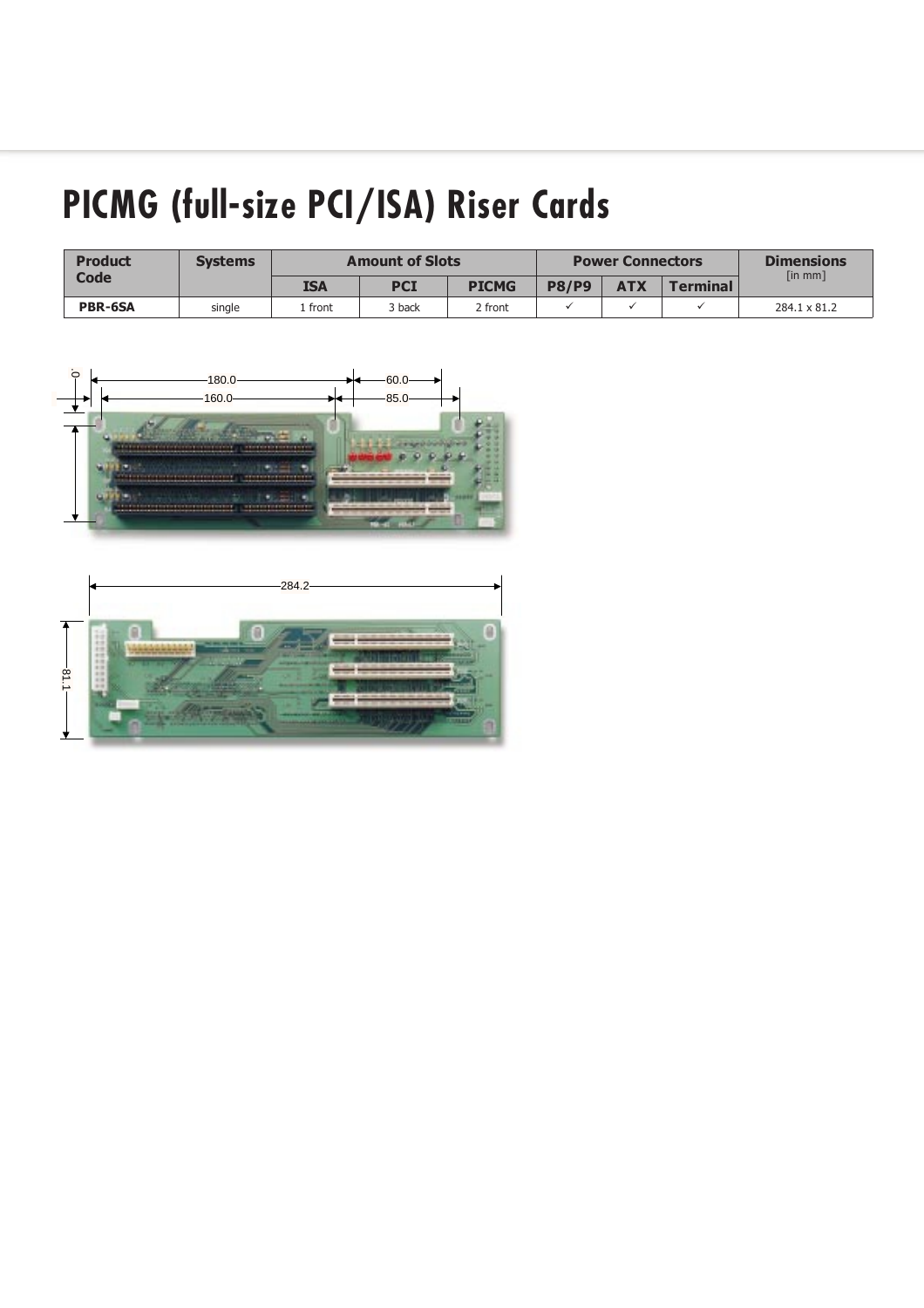# PICMG (full-size PCI/ISA) Riser Cards

| Product Code | Systems | Amount of Slots | | | Power Connectors | | | Dimensions [in mm] |
|---|---|---|---|---|---|---|---|---|
| | | ISA | PCI | PICMG | P8/P9 | ATX | Terminal | |
| **PBR-6SA** | single | 1 front | 3 back | 2 front | ✓ | ✓ | ✓ | 284.1 x 81.2 |

180.0
160.0
60.0
85.0
0.

284.2
81.1